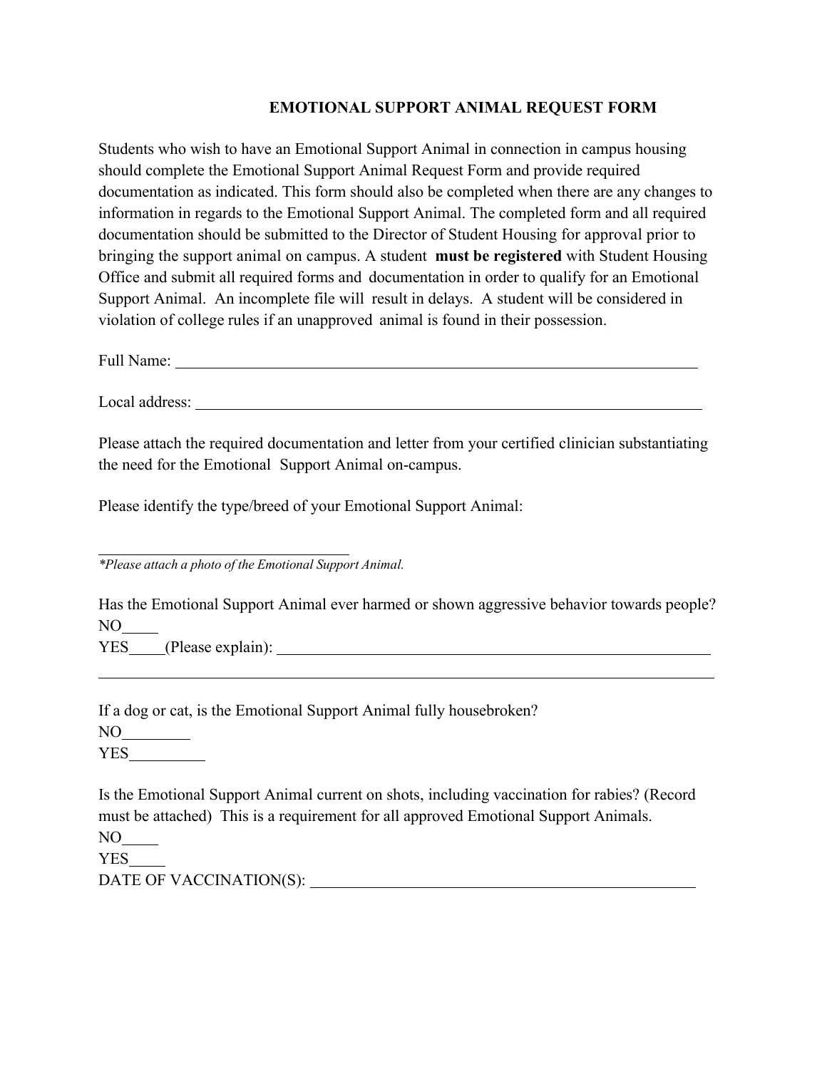## EMOTIONAL SUPPORT ANIMAL REQUEST FORM

Students who wish to have an Emotional Support Animal in connection in campus housing should complete the Emotional Support Animal Request Form and provide required documentation as indicated. This form should also be completed when there are any changes to information in regards to the Emotional Support Animal. The completed form and all required documentation should be submitted to the Director of Student Housing for approval prior to bringing the support animal on campus. A student **must be registered** with Student Housing Office and submit all required forms and documentation in order to qualify for an Emotional Support Animal. An incomplete file will result in delays. A student will be considered in violation of college rules if an unapproved animal is found in their possession.

Full Name: ______________________________________________________________

Local address: ___________________________________________________________

Please attach the required documentation and letter from your certified clinician substantiating the need for the Emotional Support Animal on-campus.

Please identify the type/breed of your Emotional Support Animal:

______________________________

*\*Please attach a photo of the Emotional Support Animal.*

Has the Emotional Support Animal ever harmed or shown aggressive behavior towards people?
NO____
YES____(Please explain): ________________________________________________
_____________________________________________________________________

If a dog or cat, is the Emotional Support Animal fully housebroken?
NO________
YES_________

Is the Emotional Support Animal current on shots, including vaccination for rabies? (Record must be attached) This is a requirement for all approved Emotional Support Animals.
NO____
YES____
DATE OF VACCINATION(S): ____________________________________________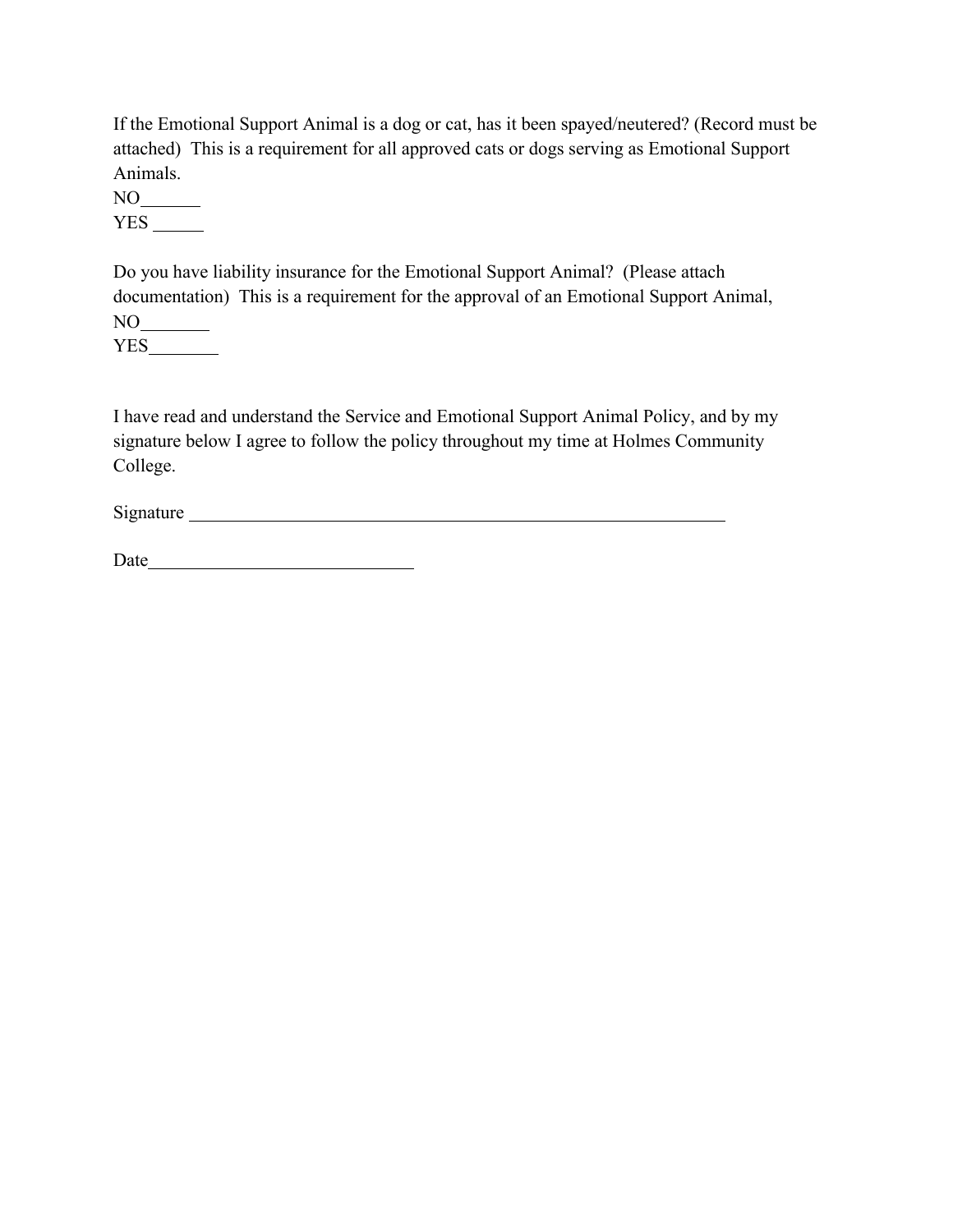If the Emotional Support Animal is a dog or cat, has it been spayed/neutered? (Record must be attached) This is a requirement for all approved cats or dogs serving as Emotional Support Animals.

NO______

YES ______

Do you have liability insurance for the Emotional Support Animal? (Please attach documentation) This is a requirement for the approval of an Emotional Support Animal,

NO________

YES________

I have read and understand the Service and Emotional Support Animal Policy, and by my signature below I agree to follow the policy throughout my time at Holmes Community College.

Signature ______________________________________________________________

Date_____________________________